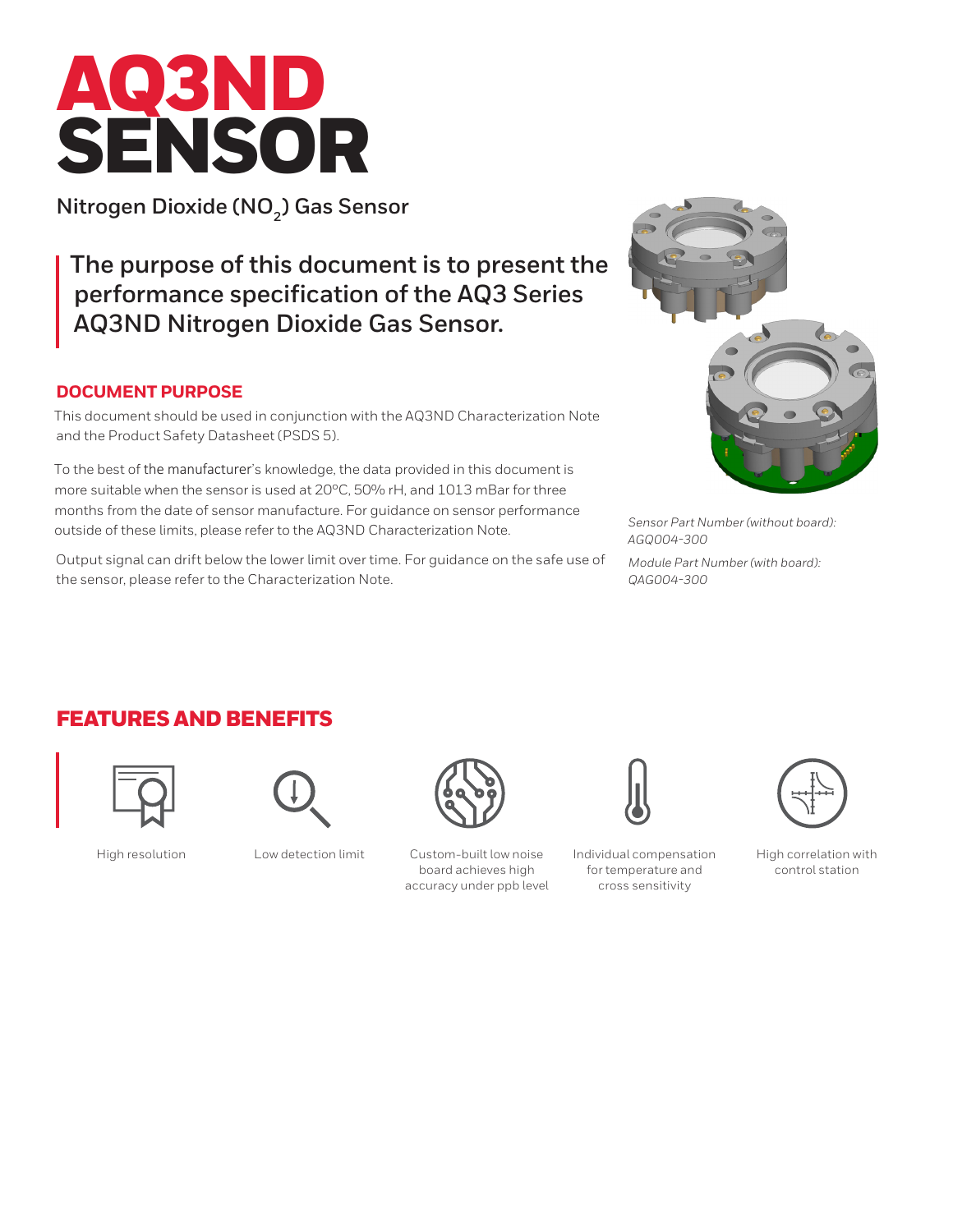# AQ3ND SENSOR

Nitrogen Dioxide ($NO_2$) Gas Sensor

## The purpose of this document is to present the performance specification of the AQ3 Series AQ3ND Nitrogen Dioxide Gas Sensor.

### DOCUMENT PURPOSE

This document should be used in conjunction with the AQ3ND Characterization Note and the Product Safety Datasheet (PSDS 5).

To the best of the manufacturer's knowledge, the data provided in this document is more suitable when the sensor is used at 20ºC, 50% rH, and 1013 mBar for three months from the date of sensor manufacture. For guidance on sensor performance outside of these limits, please refer to the AQ3ND Characterization Note.

Output signal can drift below the lower limit over time. For guidance on the safe use of the sensor, please refer to the Characterization Note.

*Sensor Part Number (without board): AGQ004-300*

*Module Part Number (with board): QAG004-300*

## FEATURES AND BENEFITS

- High resolution
- Low detection limit
- Custom-built low noise board achieves high accuracy under ppb level
- Individual compensation for temperature and cross sensitivity
- High correlation with control station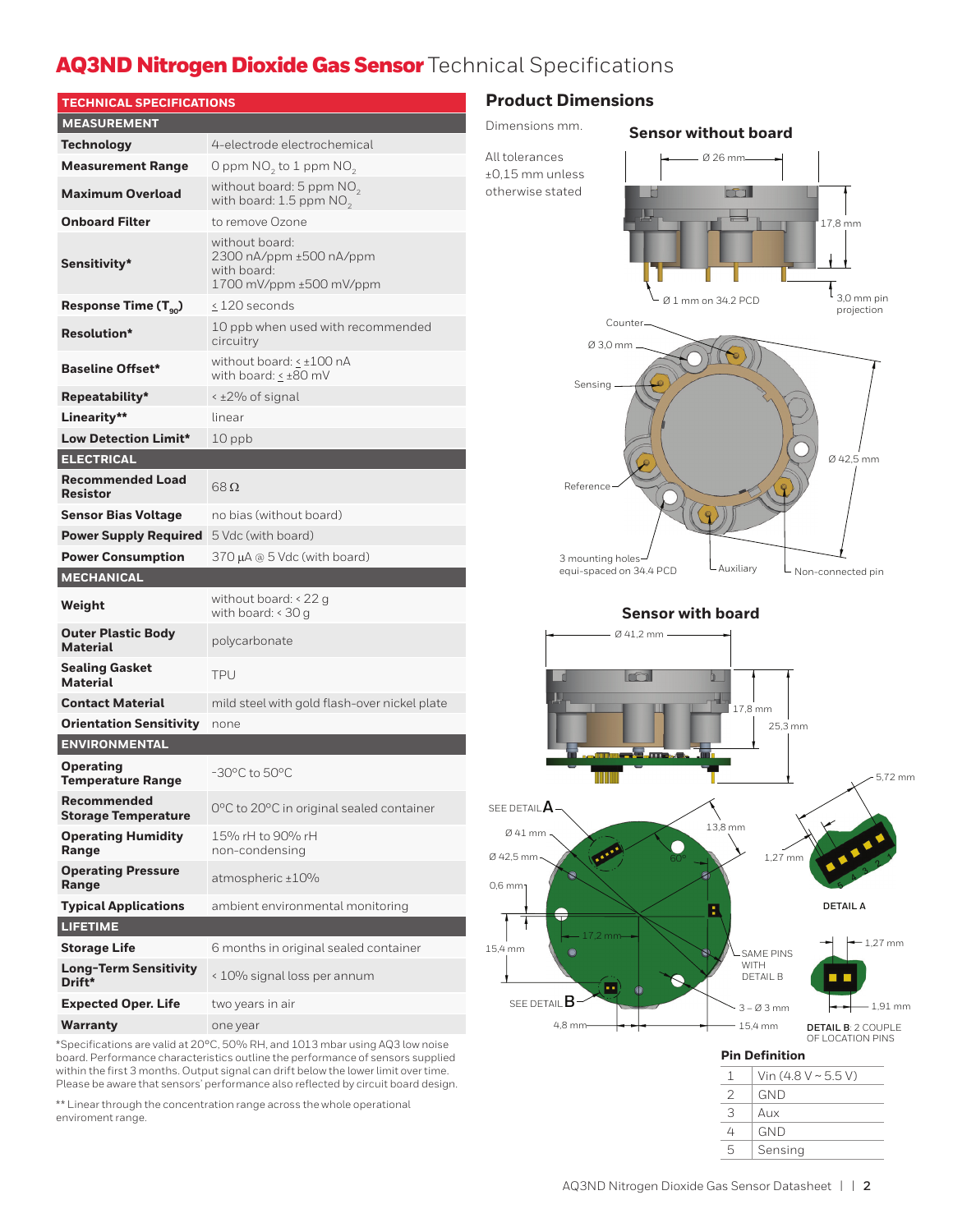# AQ3ND Nitrogen Dioxide Gas Sensor Technical Specifications

| TECHNICAL SPECIFICATIONS | |
|---|---|
| **MEASUREMENT** | |
| **Technology** | 4-electrode electrochemical |
| **Measurement Range** | 0 ppm $NO_2$ to 1 ppm $NO_2$ |
| **Maximum Overload** | without board: 5 ppm $NO_2$<br>with board: 1.5 ppm $NO_2$ |
| **Onboard Filter** | to remove Ozone |
| **Sensitivity*** | without board:<br>2300 nA/ppm ±500 nA/ppm<br>with board:<br>1700 mV/ppm ±500 mV/ppm |
| **Response Time ($T_{90}$)** | ≤ 120 seconds |
| **Resolution*** | 10 ppb when used with recommended circuitry |
| **Baseline Offset*** | without board: ≤ ±100 nA<br>with board: ≤ ±80 mV |
| **Repeatability*** | < ±2% of signal |
| **Linearity**** | linear |
| **Low Detection Limit*** | 10 ppb |
| **ELECTRICAL** | |
| **Recommended Load Resistor** | 68 Ω |
| **Sensor Bias Voltage** | no bias (without board) |
| **Power Supply Required** | 5 Vdc (with board) |
| **Power Consumption** | 370 µA @ 5 Vdc (with board) |
| **MECHANICAL** | |
| **Weight** | without board: < 22 g<br>with board: < 30 g |
| **Outer Plastic Body Material** | polycarbonate |
| **Sealing Gasket Material** | TPU |
| **Contact Material** | mild steel with gold flash-over nickel plate |
| **Orientation Sensitivity** | none |
| **ENVIRONMENTAL** | |
| **Operating Temperature Range** | -30°C to 50°C |
| **Recommended Storage Temperature** | 0°C to 20°C in original sealed container |
| **Operating Humidity Range** | 15% rH to 90% rH non-condensing |
| **Operating Pressure Range** | atmospheric ±10% |
| **Typical Applications** | ambient environmental monitoring |
| **LIFETIME** | |
| **Storage Life** | 6 months in original sealed container |
| **Long-Term Sensitivity Drift*** | < 10% signal loss per annum |
| **Expected Oper. Life** | two years in air |
| **Warranty** | one year |

*Specifications are valid at 20°C, 50% RH, and 1013 mbar using AQ3 low noise board. Performance characteristics outline the performance of sensors supplied within the first 3 months. Output signal can drift below the lower limit over time. Please be aware that sensors' performance also reflected by circuit board design.

** Linear through the concentration range across the whole operational enviroment range.

## Product Dimensions

Dimensions mm.

All tolerances ±0,15 mm unless otherwise stated

### Sensor without board

Ø 26 mm; 17,8 mm; 3,0 mm pin projection; Ø 1 mm on 34.2 PCD

Counter; Ø 3,0 mm; Sensing; Reference; Ø 42,5 mm; 3 mounting holes equi-spaced on 34.4 PCD; Auxiliary; Non-connected pin

### Sensor with board

Ø 41,2 mm; 17,8 mm; 25,3 mm

SEE DETAIL A; Ø 41 mm; Ø 42,5 mm; 0,6 mm; 13,8 mm; 60°; 17,2 mm; 15,4 mm; SEE DETAIL B; 4,8 mm; 15,4 mm; 3 – Ø 3 mm; SAME PINS WITH DETAIL B

5,72 mm; 1,27 mm; DETAIL A

1,27 mm; 1,91 mm; DETAIL B: 2 COUPLE OF LOCATION PINS

### Pin Definition

| | |
|---|---|
| 1 | Vin (4.8 V ~ 5.5 V) |
| 2 | GND |
| 3 | Aux |
| 4 | GND |
| 5 | Sensing |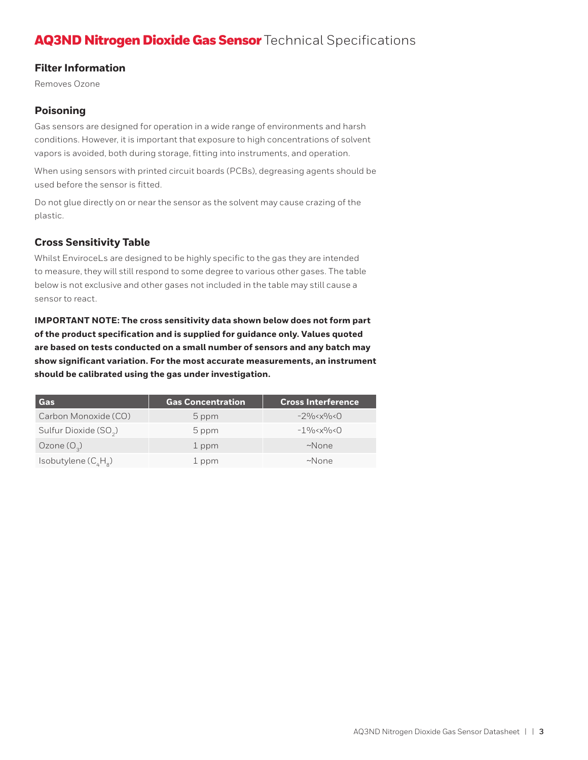# **AQ3ND Nitrogen Dioxide Gas Sensor** Technical Specifications

## Filter Information

Removes Ozone

## Poisoning

Gas sensors are designed for operation in a wide range of environments and harsh conditions. However, it is important that exposure to high concentrations of solvent vapors is avoided, both during storage, fitting into instruments, and operation.

When using sensors with printed circuit boards (PCBs), degreasing agents should be used before the sensor is fitted.

Do not glue directly on or near the sensor as the solvent may cause crazing of the plastic.

## Cross Sensitivity Table

Whilst EnviroceLs are designed to be highly specific to the gas they are intended to measure, they will still respond to some degree to various other gases. The table below is not exclusive and other gases not included in the table may still cause a sensor to react.

**IMPORTANT NOTE: The cross sensitivity data shown below does not form part of the product specification and is supplied for guidance only. Values quoted are based on tests conducted on a small number of sensors and any batch may show significant variation. For the most accurate measurements, an instrument should be calibrated using the gas under investigation.**

| Gas | Gas Concentration | Cross Interference |
|---|---|---|
| Carbon Monoxide (CO) | 5 ppm | -2%<x%<0 |
| Sulfur Dioxide ($SO_2$) | 5 ppm | -1%<x%<0 |
| Ozone ($O_3$) | 1 ppm | ~None |
| Isobutylene ($C_4H_8$) | 1 ppm | ~None |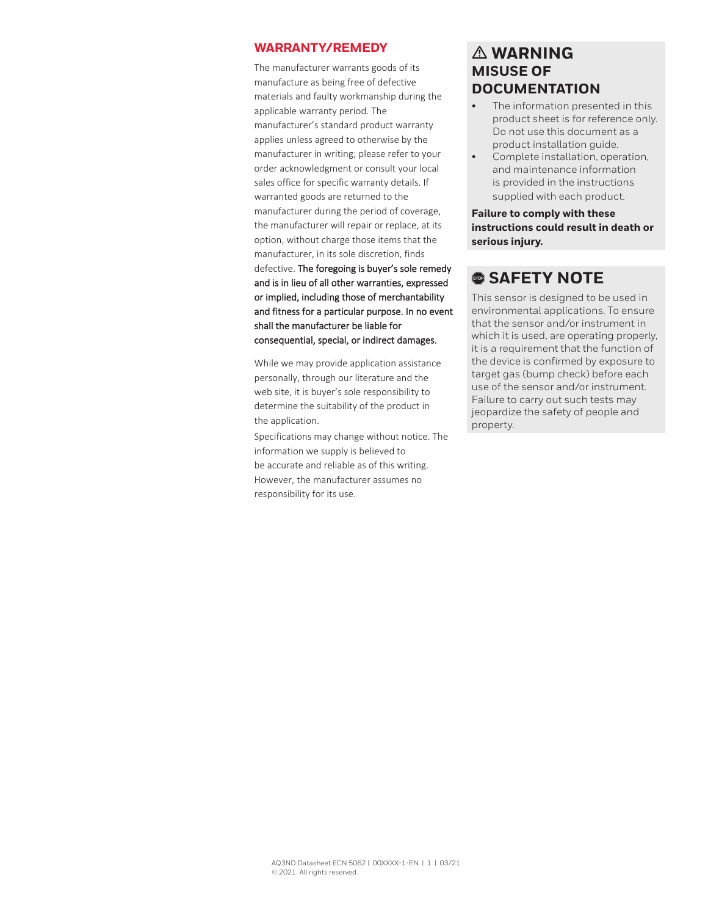## WARRANTY/REMEDY

The manufacturer warrants goods of its manufacture as being free of defective materials and faulty workmanship during the applicable warranty period. The manufacturer's standard product warranty applies unless agreed to otherwise by the manufacturer in writing; please refer to your order acknowledgment or consult your local sales office for specific warranty details. If warranted goods are returned to the manufacturer during the period of coverage, the manufacturer will repair or replace, at its option, without charge those items that the manufacturer, in its sole discretion, finds defective. **The foregoing is buyer's sole remedy and is in lieu of all other warranties, expressed or implied, including those of merchantability and fitness for a particular purpose. In no event shall the manufacturer be liable for consequential, special, or indirect damages.**

While we may provide application assistance personally, through our literature and the web site, it is buyer's sole responsibility to determine the suitability of the product in the application.

Specifications may change without notice. The information we supply is believed to be accurate and reliable as of this writing. However, the manufacturer assumes no responsibility for its use.

## ⚠ WARNING
### MISUSE OF DOCUMENTATION

- The information presented in this product sheet is for reference only. Do not use this document as a product installation guide.
- Complete installation, operation, and maintenance information is provided in the instructions supplied with each product.

**Failure to comply with these instructions could result in death or serious injury.**

## SAFETY NOTE

This sensor is designed to be used in environmental applications. To ensure that the sensor and/or instrument in which it is used, are operating properly, it is a requirement that the function of the device is confirmed by exposure to target gas (bump check) before each use of the sensor and/or instrument. Failure to carry out such tests may jeopardize the safety of people and property.

AQ3ND Datasheet ECN 5062 | 00XXXX-1-EN | 1 | 03/21
© 2021. All rights reserved.